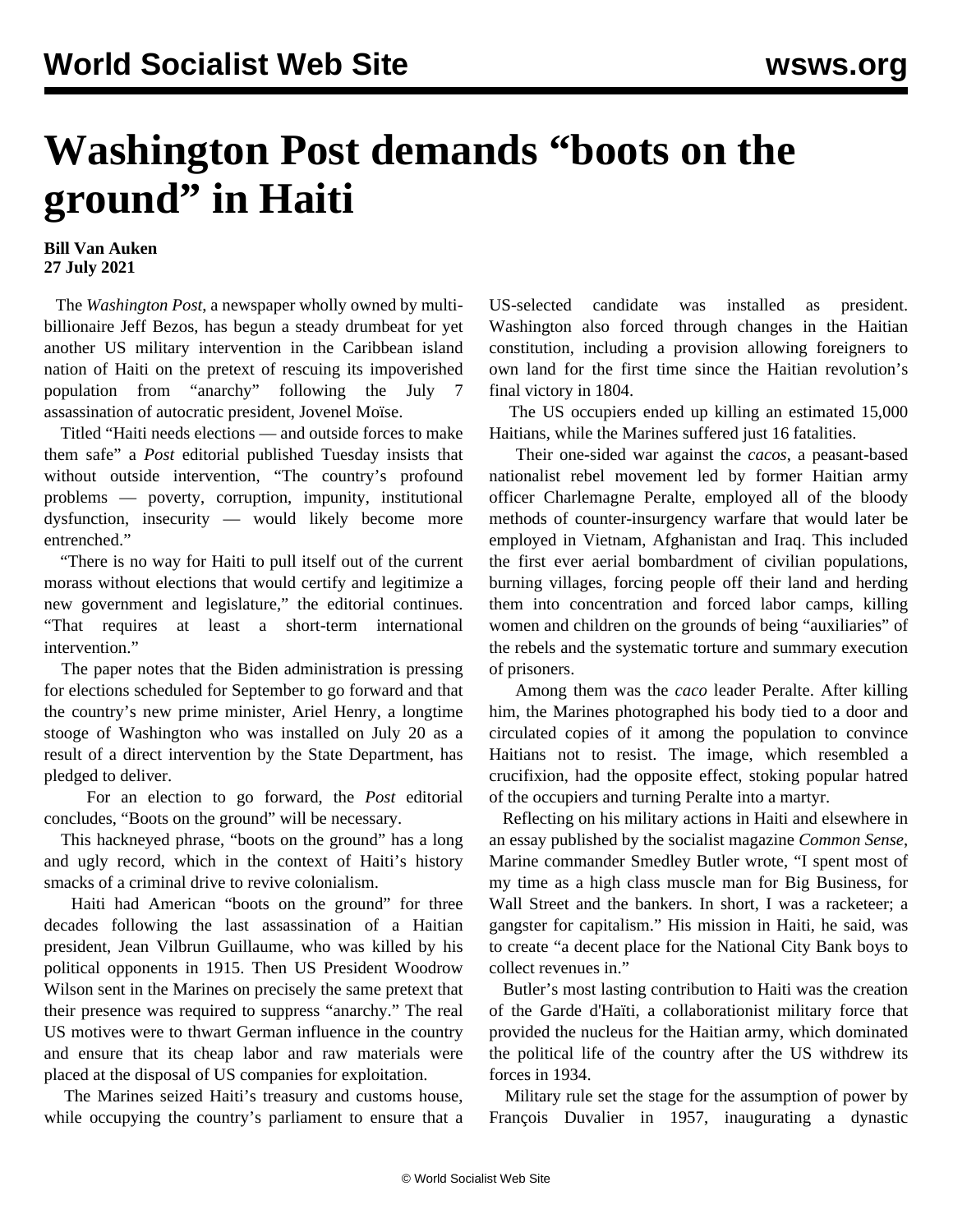# Washington Post demands “boots on the ground” in Haiti

**Bill Van Auken**
**27 July 2021**

The *Washington Post*, a newspaper wholly owned by multi-billionaire Jeff Bezos, has begun a steady drumbeat for yet another US military intervention in the Caribbean island nation of Haiti on the pretext of rescuing its impoverished population from “anarchy” following the July 7 assassination of autocratic president, Jovenel Moïse.

Titled “Haiti needs elections — and outside forces to make them safe” a *Post* editorial published Tuesday insists that without outside intervention, “The country’s profound problems — poverty, corruption, impunity, institutional dysfunction, insecurity — would likely become more entrenched.”

“There is no way for Haiti to pull itself out of the current morass without elections that would certify and legitimize a new government and legislature,” the editorial continues. “That requires at least a short-term international intervention.”

The paper notes that the Biden administration is pressing for elections scheduled for September to go forward and that the country’s new prime minister, Ariel Henry, a longtime stooge of Washington who was installed on July 20 as a result of a direct intervention by the State Department, has pledged to deliver.

For an election to go forward, the *Post* editorial concludes, “Boots on the ground” will be necessary.

This hackneyed phrase, “boots on the ground” has a long and ugly record, which in the context of Haiti’s history smacks of a criminal drive to revive colonialism.

Haiti had American “boots on the ground” for three decades following the last assassination of a Haitian president, Jean Vilbrun Guillaume, who was killed by his political opponents in 1915. Then US President Woodrow Wilson sent in the Marines on precisely the same pretext that their presence was required to suppress “anarchy.” The real US motives were to thwart German influence in the country and ensure that its cheap labor and raw materials were placed at the disposal of US companies for exploitation.

The Marines seized Haiti’s treasury and customs house, while occupying the country’s parliament to ensure that a US-selected candidate was installed as president. Washington also forced through changes in the Haitian constitution, including a provision allowing foreigners to own land for the first time since the Haitian revolution’s final victory in 1804.

The US occupiers ended up killing an estimated 15,000 Haitians, while the Marines suffered just 16 fatalities.

Their one-sided war against the *cacos*, a peasant-based nationalist rebel movement led by former Haitian army officer Charlemagne Peralte, employed all of the bloody methods of counter-insurgency warfare that would later be employed in Vietnam, Afghanistan and Iraq. This included the first ever aerial bombardment of civilian populations, burning villages, forcing people off their land and herding them into concentration and forced labor camps, killing women and children on the grounds of being “auxiliaries” of the rebels and the systematic torture and summary execution of prisoners.

Among them was the *caco* leader Peralte. After killing him, the Marines photographed his body tied to a door and circulated copies of it among the population to convince Haitians not to resist. The image, which resembled a crucifixion, had the opposite effect, stoking popular hatred of the occupiers and turning Peralte into a martyr.

Reflecting on his military actions in Haiti and elsewhere in an essay published by the socialist magazine *Common Sense*, Marine commander Smedley Butler wrote, “I spent most of my time as a high class muscle man for Big Business, for Wall Street and the bankers. In short, I was a racketeer; a gangster for capitalism.” His mission in Haiti, he said, was to create “a decent place for the National City Bank boys to collect revenues in.”

Butler’s most lasting contribution to Haiti was the creation of the Garde d'Haïti, a collaborationist military force that provided the nucleus for the Haitian army, which dominated the political life of the country after the US withdrew its forces in 1934.

Military rule set the stage for the assumption of power by François Duvalier in 1957, inaugurating a dynastic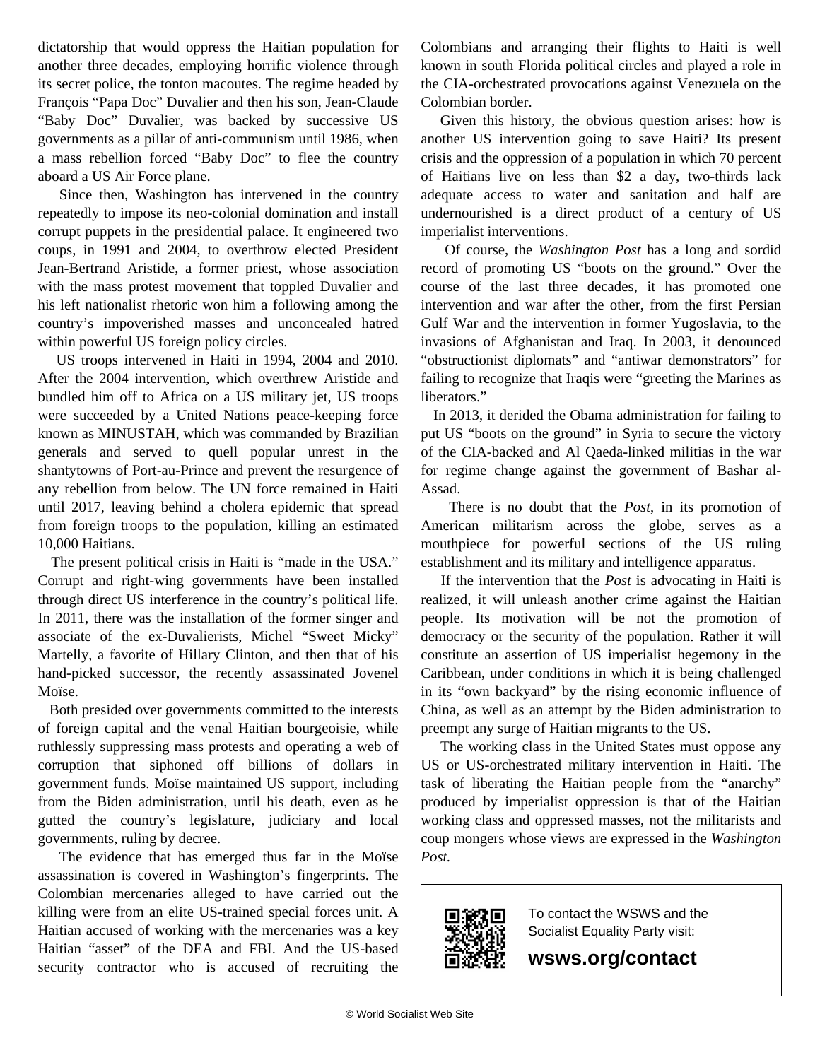dictatorship that would oppress the Haitian population for another three decades, employing horrific violence through its secret police, the tonton macoutes. The regime headed by François "Papa Doc" Duvalier and then his son, Jean-Claude "Baby Doc" Duvalier, was backed by successive US governments as a pillar of anti-communism until 1986, when a mass rebellion forced "Baby Doc" to flee the country aboard a US Air Force plane.

Since then, Washington has intervened in the country repeatedly to impose its neo-colonial domination and install corrupt puppets in the presidential palace. It engineered two coups, in 1991 and 2004, to overthrow elected President Jean-Bertrand Aristide, a former priest, whose association with the mass protest movement that toppled Duvalier and his left nationalist rhetoric won him a following among the country's impoverished masses and unconcealed hatred within powerful US foreign policy circles.

US troops intervened in Haiti in 1994, 2004 and 2010. After the 2004 intervention, which overthrew Aristide and bundled him off to Africa on a US military jet, US troops were succeeded by a United Nations peace-keeping force known as MINUSTAH, which was commanded by Brazilian generals and served to quell popular unrest in the shantytowns of Port-au-Prince and prevent the resurgence of any rebellion from below. The UN force remained in Haiti until 2017, leaving behind a cholera epidemic that spread from foreign troops to the population, killing an estimated 10,000 Haitians.

The present political crisis in Haiti is "made in the USA." Corrupt and right-wing governments have been installed through direct US interference in the country's political life. In 2011, there was the installation of the former singer and associate of the ex-Duvalierists, Michel "Sweet Micky" Martelly, a favorite of Hillary Clinton, and then that of his hand-picked successor, the recently assassinated Jovenel Moïse.

Both presided over governments committed to the interests of foreign capital and the venal Haitian bourgeoisie, while ruthlessly suppressing mass protests and operating a web of corruption that siphoned off billions of dollars in government funds. Moïse maintained US support, including from the Biden administration, until his death, even as he gutted the country's legislature, judiciary and local governments, ruling by decree.

The evidence that has emerged thus far in the Moïse assassination is covered in Washington's fingerprints. The Colombian mercenaries alleged to have carried out the killing were from an elite US-trained special forces unit. A Haitian accused of working with the mercenaries was a key Haitian "asset" of the DEA and FBI. And the US-based security contractor who is accused of recruiting the Colombians and arranging their flights to Haiti is well known in south Florida political circles and played a role in the CIA-orchestrated provocations against Venezuela on the Colombian border.

Given this history, the obvious question arises: how is another US intervention going to save Haiti? Its present crisis and the oppression of a population in which 70 percent of Haitians live on less than $2 a day, two-thirds lack adequate access to water and sanitation and half are undernourished is a direct product of a century of US imperialist interventions.

Of course, the *Washington Post* has a long and sordid record of promoting US "boots on the ground." Over the course of the last three decades, it has promoted one intervention and war after the other, from the first Persian Gulf War and the intervention in former Yugoslavia, to the invasions of Afghanistan and Iraq. In 2003, it denounced "obstructionist diplomats" and "antiwar demonstrators" for failing to recognize that Iraqis were "greeting the Marines as liberators."

In 2013, it derided the Obama administration for failing to put US "boots on the ground" in Syria to secure the victory of the CIA-backed and Al Qaeda-linked militias in the war for regime change against the government of Bashar al-Assad.

There is no doubt that the *Post*, in its promotion of American militarism across the globe, serves as a mouthpiece for powerful sections of the US ruling establishment and its military and intelligence apparatus.

If the intervention that the *Post* is advocating in Haiti is realized, it will unleash another crime against the Haitian people. Its motivation will be not the promotion of democracy or the security of the population. Rather it will constitute an assertion of US imperialist hegemony in the Caribbean, under conditions in which it is being challenged in its "own backyard" by the rising economic influence of China, as well as an attempt by the Biden administration to preempt any surge of Haitian migrants to the US.

The working class in the United States must oppose any US or US-orchestrated military intervention in Haiti. The task of liberating the Haitian people from the "anarchy" produced by imperialist oppression is that of the Haitian working class and oppressed masses, not the militarists and coup mongers whose views are expressed in the *Washington Post.*

To contact the WSWS and the Socialist Equality Party visit:

**wsws.org/contact**